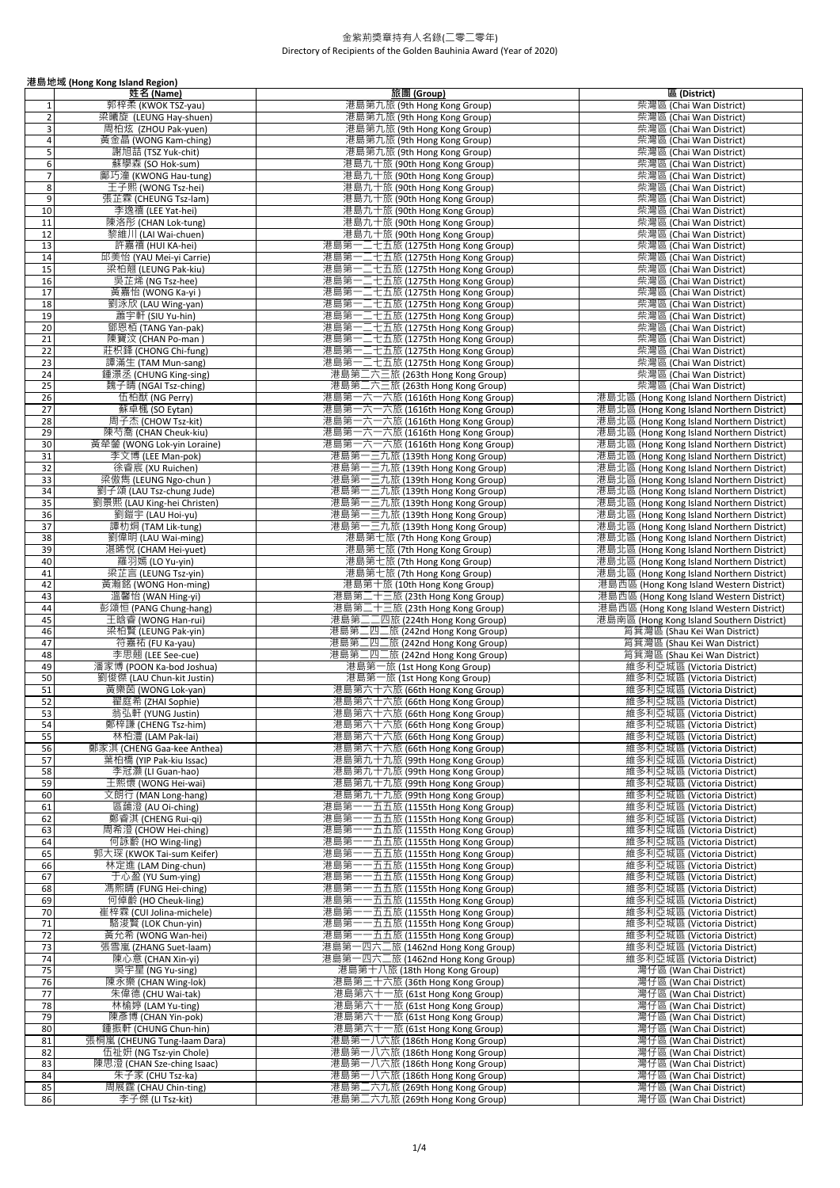# 金紫荊獎章持有人名錄(二零二零年)
# Directory of Recipients of the Golden Bauhinia Award (Year of 2020)

## 港島地域 (Hong Kong Island Region)

| | 姓名 (Name) | 旅團 (Group) | 區 (District) |
|---|---|---|---|
| 1 | 郭梓柔 (KWOK TSZ-yau) | 港島第九旅 (9th Hong Kong Group) | 柴灣區 (Chai Wan District) |
| 2 | 梁曦旋 (LEUNG Hay-shuen) | 港島第九旅 (9th Hong Kong Group) | 柴灣區 (Chai Wan District) |
| 3 | 周柏炫 (ZHOU Pak-yuen) | 港島第九旅 (9th Hong Kong Group) | 柴灣區 (Chai Wan District) |
| 4 | 黃金晶 (WONG Kam-ching) | 港島第九旅 (9th Hong Kong Group) | 柴灣區 (Chai Wan District) |
| 5 | 謝旭喆 (TSZ Yuk-chit) | 港島第九旅 (9th Hong Kong Group) | 柴灣區 (Chai Wan District) |
| 6 | 蘇學森 (SO Hok-sum) | 港島九十旅 (90th Hong Kong Group) | 柴灣區 (Chai Wan District) |
| 7 | 鄺巧潼 (KWONG Hau-tung) | 港島九十旅 (90th Hong Kong Group) | 柴灣區 (Chai Wan District) |
| 8 | 王子熙 (WONG Tsz-hei) | 港島九十旅 (90th Hong Kong Group) | 柴灣區 (Chai Wan District) |
| 9 | 張芷霖 (CHEUNG Tsz-lam) | 港島九十旅 (90th Hong Kong Group) | 柴灣區 (Chai Wan District) |
| 10 | 李逸禧 (LEE Yat-hei) | 港島九十旅 (90th Hong Kong Group) | 柴灣區 (Chai Wan District) |
| 11 | 陳洛彤 (CHAN Lok-tung) | 港島九十旅 (90th Hong Kong Group) | 柴灣區 (Chai Wan District) |
| 12 | 黎維川 (LAI Wai-chuen) | 港島九十旅 (90th Hong Kong Group) | 柴灣區 (Chai Wan District) |
| 13 | 許嘉禧 (HUI KA-hei) | 港島第一二七五旅 (1275th Hong Kong Group) | 柴灣區 (Chai Wan District) |
| 14 | 邱美怡 (YAU Mei-yi Carrie) | 港島第一二七五旅 (1275th Hong Kong Group) | 柴灣區 (Chai Wan District) |
| 15 | 梁柏翹 (LEUNG Pak-kiu) | 港島第一二七五旅 (1275th Hong Kong Group) | 柴灣區 (Chai Wan District) |
| 16 | 吳芷烯 (NG Tsz-hee) | 港島第一二七五旅 (1275th Hong Kong Group) | 柴灣區 (Chai Wan District) |
| 17 | 黃嘉怡 (WONG Ka-yi ) | 港島第一二七五旅 (1275th Hong Kong Group) | 柴灣區 (Chai Wan District) |
| 18 | 劉泳欣 (LAU Wing-yan) | 港島第一二七五旅 (1275th Hong Kong Group) | 柴灣區 (Chai Wan District) |
| 19 | 蕭宇軒 (SIU Yu-hin) | 港島第一二七五旅 (1275th Hong Kong Group) | 柴灣區 (Chai Wan District) |
| 20 | 鄧恩栢 (TANG Yan-pak) | 港島第一二七五旅 (1275th Hong Kong Group) | 柴灣區 (Chai Wan District) |
| 21 | 陳寶汶 (CHAN Po-man ) | 港島第一二七五旅 (1275th Hong Kong Group) | 柴灣區 (Chai Wan District) |
| 22 | 莊积鋒 (CHONG Chi-fung) | 港島第一二七五旅 (1275th Hong Kong Group) | 柴灣區 (Chai Wan District) |
| 23 | 譚滿生 (TAM Mun-sang) | 港島第一二七五旅 (1275th Hong Kong Group) | 柴灣區 (Chai Wan District) |
| 24 | 鍾璟丞 (CHUNG King-sing) | 港島第二六三旅 (263th Hong Kong Group) | 柴灣區 (Chai Wan District) |
| 25 | 魏子晴 (NGAI Tsz-ching) | 港島第二六三旅 (263th Hong Kong Group) | 柴灣區 (Chai Wan District) |
| 26 | 伍柏猷 (NG Perry) | 港島第一六一六旅 (1616th Hong Kong Group) | 港島北區 (Hong Kong Island Northern District) |
| 27 | 蘇卓權 (SO Eytan) | 港島第一六一六旅 (1616th Hong Kong Group) | 港島北區 (Hong Kong Island Northern District) |
| 28 | 周子杰 (CHOW Tsz-kit) | 港島第一六一六旅 (1616th Hong Kong Group) | 港島北區 (Hong Kong Island Northern District) |
| 29 | 陳芍喬 (CHAN Cheuk-kiu) | 港島第一六一六旅 (1616th Hong Kong Group) | 港島北區 (Hong Kong Island Northern District) |
| 30 | 黃犖鑾 (WONG Lok-yin Loraine) | 港島第一六一六旅 (1616th Hong Kong Group) | 港島北區 (Hong Kong Island Northern District) |
| 31 | 李文博 (LEE Man-pok) | 港島第一三九旅 (139th Hong Kong Group) | 港島北區 (Hong Kong Island Northern District) |
| 32 | 徐睿宸 (XU Ruichen) | 港島第一三九旅 (139th Hong Kong Group) | 港島北區 (Hong Kong Island Northern District) |
| 33 | 梁傲雋 (LEUNG Ngo-chun ) | 港島第一三九旅 (139th Hong Kong Group) | 港島北區 (Hong Kong Island Northern District) |
| 34 | 劉子頌 (LAU Tsz-chung Jude) | 港島第一三九旅 (139th Hong Kong Group) | 港島北區 (Hong Kong Island Northern District) |
| 35 | 劉景熙 (LAU King-hei Christen) | 港島第一三九旅 (139th Hong Kong Group) | 港島北區 (Hong Kong Island Northern District) |
| 36 | 劉鎧宇 (LAU Hoi-yu) | 港島第一三九旅 (139th Hong Kong Group) | 港島北區 (Hong Kong Island Northern District) |
| 37 | 譚朸烔 (TAM Lik-tung) | 港島第一三九旅 (139th Hong Kong Group) | 港島北區 (Hong Kong Island Northern District) |
| 38 | 劉偉明 (LAU Wai-ming) | 港島第七旅 (7th Hong Kong Group) | 港島北區 (Hong Kong Island Northern District) |
| 39 | 湛晞悅 (CHAM Hei-yuet) | 港島第七旅 (7th Hong Kong Group) | 港島北區 (Hong Kong Island Northern District) |
| 40 | 羅羽嫣 (LO Yu-yin) | 港島第七旅 (7th Hong Kong Group) | 港島北區 (Hong Kong Island Northern District) |
| 41 | 梁芷言 (LEUNG Tsz-yin) | 港島第七旅 (7th Hong Kong Group) | 港島北區 (Hong Kong Island Northern District) |
| 42 | 黃瀚銘 (WONG Hon-ming) | 港島第十旅 (10th Hong Kong Group) | 港島西區 (Hong Kong Island Western District) |
| 43 | 溫馨怡 (WAN Hing-yi) | 港島第二十三旅 (23th Hong Kong Group) | 港島西區 (Hong Kong Island Western District) |
| 44 | 彭頌恒 (PANG Chung-hang) | 港島第二十三旅 (23th Hong Kong Group) | 港島西區 (Hong Kong Island Western District) |
| 45 | 王晗睿 (WONG Han-rui) | 港島第二二四旅 (224th Hong Kong Group) | 港島南區 (Hong Kong Island Southern District) |
| 46 | 梁柏賢 (LEUNG Pak-yin) | 港島第二四二旅 (242nd Hong Kong Group) | 筲箕灣區 (Shau Kei Wan District) |
| 47 | 符嘉祐 (FU Ka-yau) | 港島第二四二旅 (242nd Hong Kong Group) | 筲箕灣區 (Shau Kei Wan District) |
| 48 | 李思翹 (LEE See-cue) | 港島第二四二旅 (242nd Hong Kong Group) | 筲箕灣區 (Shau Kei Wan District) |
| 49 | 潘家博 (POON Ka-bod Joshua) | 港島第一旅 (1st Hong Kong Group) | 維多利亞城區 (Victoria District) |
| 50 | 劉俊傑 (LAU Chun-kit Justin) | 港島第一旅 (1st Hong Kong Group) | 維多利亞城區 (Victoria District) |
| 51 | 黃樂茵 (WONG Lok-yan) | 港島第六十六旅 (66th Hong Kong Group) | 維多利亞城區 (Victoria District) |
| 52 | 翟庭希 (ZHAI Sophie) | 港島第六十六旅 (66th Hong Kong Group) | 維多利亞城區 (Victoria District) |
| 53 | 翁弘軒 (YUNG Justin) | 港島第六十六旅 (66th Hong Kong Group) | 維多利亞城區 (Victoria District) |
| 54 | 鄭梓謙 (CHENG Tsz-him) | 港島第六十六旅 (66th Hong Kong Group) | 維多利亞城區 (Victoria District) |
| 55 | 林柏澧 (LAM Pak-lai) | 港島第六十六旅 (66th Hong Kong Group) | 維多利亞城區 (Victoria District) |
| 56 | 鄭家淇 (CHENG Gaa-kee Anthea) | 港島第六十六旅 (66th Hong Kong Group) | 維多利亞城區 (Victoria District) |
| 57 | 葉柏橋 (YIP Pak-kiu Issac) | 港島第九十九旅 (99th Hong Kong Group) | 維多利亞城區 (Victoria District) |
| 58 | 李冠灝 (LI Guan-hao) | 港島第九十九旅 (99th Hong Kong Group) | 維多利亞城區 (Victoria District) |
| 59 | 王熙懷 (WONG Hei-wai) | 港島第九十九旅 (99th Hong Kong Group) | 維多利亞城區 (Victoria District) |
| 60 | 文朗行 (MAN Long-hang) | 港島第九十九旅 (99th Hong Kong Group) | 維多利亞城區 (Victoria District) |
| 61 | 區藹澄 (AU Oi-ching) | 港島第一一五五旅 (1155th Hong Kong Group) | 維多利亞城區 (Victoria District) |
| 62 | 鄭睿淇 (CHENG Rui-qi) | 港島第一一五五旅 (1155th Hong Kong Group) | 維多利亞城區 (Victoria District) |
| 63 | 周希澄 (CHOW Hei-ching) | 港島第一一五五旅 (1155th Hong Kong Group) | 維多利亞城區 (Victoria District) |
| 64 | 何詠齡 (HO Wing-ling) | 港島第一一五五旅 (1155th Hong Kong Group) | 維多利亞城區 (Victoria District) |
| 65 | 郭大琛 (KWOK Tai-sum Keifer) | 港島第一一五五旅 (1155th Hong Kong Group) | 維多利亞城區 (Victoria District) |
| 66 | 林定進 (LAM Ding-chun) | 港島第一一五五旅 (1155th Hong Kong Group) | 維多利亞城區 (Victoria District) |
| 67 | 于心盈 (YU Sum-ying) | 港島第一一五五旅 (1155th Hong Kong Group) | 維多利亞城區 (Victoria District) |
| 68 | 馮熙晴 (FUNG Hei-ching) | 港島第一一五五旅 (1155th Hong Kong Group) | 維多利亞城區 (Victoria District) |
| 69 | 何倬齡 (HO Cheuk-ling) | 港島第一一五五旅 (1155th Hong Kong Group) | 維多利亞城區 (Victoria District) |
| 70 | 崔梓霖 (CUI Jolina-michele) | 港島第一一五五旅 (1155th Hong Kong Group) | 維多利亞城區 (Victoria District) |
| 71 | 駱浚賢 (LOK Chun-yin) | 港島第一一五五旅 (1155th Hong Kong Group) | 維多利亞城區 (Victoria District) |
| 72 | 黃允希 (WONG Wan-hei) | 港島第一一五五旅 (1155th Hong Kong Group) | 維多利亞城區 (Victoria District) |
| 73 | 張雪嵐 (ZHANG Suet-laam) | 港島第一四六二旅 (1462nd Hong Kong Group) | 維多利亞城區 (Victoria District) |
| 74 | 陳心意 (CHAN Xin-yi) | 港島第一四六二旅 (1462nd Hong Kong Group) | 維多利亞城區 (Victoria District) |
| 75 | 吳宇星 (NG Yu-sing) | 港島第十八旅 (18th Hong Kong Group) | 灣仔區 (Wan Chai District) |
| 76 | 陳永樂 (CHAN Wing-lok) | 港島第三十六旅 (36th Hong Kong Group) | 灣仔區 (Wan Chai District) |
| 77 | 朱偉德 (CHU Wai-tak) | 港島第六十一旅 (61st Hong Kong Group) | 灣仔區 (Wan Chai District) |
| 78 | 林榆婷 (LAM Yu-ting) | 港島第六十一旅 (61st Hong Kong Group) | 灣仔區 (Wan Chai District) |
| 79 | 陳彥博 (CHAN Yin-pok) | 港島第六十一旅 (61st Hong Kong Group) | 灣仔區 (Wan Chai District) |
| 80 | 鍾振軒 (CHUNG Chun-hin) | 港島第六十一旅 (61st Hong Kong Group) | 灣仔區 (Wan Chai District) |
| 81 | 張桐嵐 (CHEUNG Tung-laam Dara) | 港島第一八六旅 (186th Hong Kong Group) | 灣仔區 (Wan Chai District) |
| 82 | 伍祉妍 (NG Tsz-yin Chole) | 港島第一八六旅 (186th Hong Kong Group) | 灣仔區 (Wan Chai District) |
| 83 | 陳思澄 (CHAN Sze-ching Isaac) | 港島第一八六旅 (186th Hong Kong Group) | 灣仔區 (Wan Chai District) |
| 84 | 朱子家 (CHU Tsz-ka) | 港島第一八六旅 (186th Hong Kong Group) | 灣仔區 (Wan Chai District) |
| 85 | 周展霆 (CHAU Chin-ting) | 港島第二六九旅 (269th Hong Kong Group) | 灣仔區 (Wan Chai District) |
| 86 | 李子傑 (LI Tsz-kit) | 港島第二六九旅 (269th Hong Kong Group) | 灣仔區 (Wan Chai District) |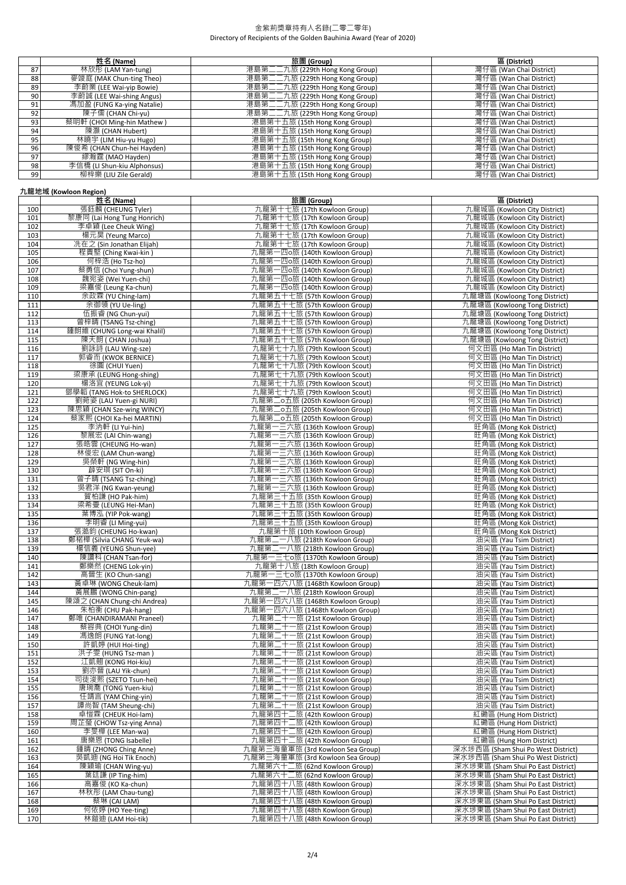# 金紫荊獎章持有人名錄(二零二零年)
Directory of Recipients of the Golden Bauhinia Award (Year of 2020)

| | 姓名 (Name) | 旅團 (Group) | 區 (District) |
|---|---|---|---|
| 87 | 林欣彤 (LAM Yan-tung) | 港島第二二九旅 (229th Hong Kong Group) | 灣仔區 (Wan Chai District) |
| 88 | 麥竣庭 (MAK Chun-ting Theo) | 港島第二二九旅 (229th Hong Kong Group) | 灣仔區 (Wan Chai District) |
| 89 | 李蔚業 (LEE Wai-yip Bowie) | 港島第二二九旅 (229th Hong Kong Group) | 灣仔區 (Wan Chai District) |
| 90 | 李蔚誠 (LEE Wai-shing Angus) | 港島第二二九旅 (229th Hong Kong Group) | 灣仔區 (Wan Chai District) |
| 91 | 馮加盈 (FUNG Ka-ying Natalie) | 港島第二二九旅 (229th Hong Kong Group) | 灣仔區 (Wan Chai District) |
| 92 | 陳子儒 (CHAN Chi-yu) | 港島第二二九旅 (229th Hong Kong Group) | 灣仔區 (Wan Chai District) |
| 93 | 蔡明軒 (CHOI Ming-hin Mathew ) | 港島第十五旅 (15th Hong Kong Group) | 灣仔區 (Wan Chai District) |
| 94 | 陳灝 (CHAN Hubert) | 港島第十五旅 (15th Hong Kong Group) | 灣仔區 (Wan Chai District) |
| 95 | 林曉宇 (LIM Hiu-yu Hugo) | 港島第十五旅 (15th Hong Kong Group) | 灣仔區 (Wan Chai District) |
| 96 | 陳俊希 (CHAN Chun-hei Hayden) | 港島第十五旅 (15th Hong Kong Group) | 灣仔區 (Wan Chai District) |
| 97 | 繆瀚霆 (MAO Hayden) | 港島第十五旅 (15th Hong Kong Group) | 灣仔區 (Wan Chai District) |
| 98 | 李信橋 (LI Shun-kiu Alphonsus) | 港島第十五旅 (15th Hong Kong Group) | 灣仔區 (Wan Chai District) |
| 99 | 柳梓樂 (LIU Zile Gerald) | 港島第十五旅 (15th Hong Kong Group) | 灣仔區 (Wan Chai District) |

**九龍地域 (Kowloon Region)**

| | 姓名 (Name) | 旅團 (Group) | 區 (District) |
|---|---|---|---|
| 100 | 張鈺麟 (CHEUNG Tyler) | 九龍第十七旅 (17th Kowloon Group) | 九龍城區 (Kowloon City District) |
| 101 | 黎康同 (Lai Hong Tung Honrich) | 九龍第十七旅 (17th Kowloon Group) | 九龍城區 (Kowloon City District) |
| 102 | 李卓穎 (Lee Cheuk Wing) | 九龍第十七旅 (17th Kowloon Group) | 九龍城區 (Kowloon City District) |
| 103 | 楊元昊 (Yeung Marco) | 九龍第十七旅 (17th Kowloon Group) | 九龍城區 (Kowloon City District) |
| 104 | 冼在之 (Sin Jonathan Elijah) | 九龍第十七旅 (17th Kowloon Group) | 九龍城區 (Kowloon City District) |
| 105 | 程貴堅 (Ching Kwai-kin ) | 九龍第一四o旅 (140th Kowloon Group) | 九龍城區 (Kowloon City District) |
| 106 | 何梓浩 (Ho Tsz-ho) | 九龍第一四o旅 (140th Kowloon Group) | 九龍城區 (Kowloon City District) |
| 107 | 蔡勇信 (Choi Yung-shun) | 九龍第一四o旅 (140th Kowloon Group) | 九龍城區 (Kowloon City District) |
| 108 | 魏宛姿 (Wei Yuen-chi) | 九龍第一四o旅 (140th Kowloon Group) | 九龍城區 (Kowloon City District) |
| 109 | 梁嘉俊 (Leung Ka-chun) | 九龍第一四o旅 (140th Kowloon Group) | 九龍城區 (Kowloon City District) |
| 110 | 余政霖 (YU Ching-lam) | 九龍第五十七旅 (57th Kowloon Group) | 九龍塘區 (Kowloong Tong District) |
| 111 | 余御翎 (YU Ue-ling) | 九龍第五十七旅 (57th Kowloon Group) | 九龍塘區 (Kowloong Tong District) |
| 112 | 伍振睿 (NG Chun-yui) | 九龍第五十七旅 (57th Kowloon Group) | 九龍塘區 (Kowloong Tong District) |
| 113 | 曾梓晴 (TSANG Tsz-ching) | 九龍第五十七旅 (57th Kowloon Group) | 九龍塘區 (Kowloong Tong District) |
| 114 | 鍾朗維 (CHUNG Long-wai Khalil) | 九龍第五十七旅 (57th Kowloon Group) | 九龍塘區 (Kowloong Tong District) |
| 115 | 陳天朗 ( CHAN Joshua) | 九龍第五十七旅 (57th Kowloon Group) | 九龍塘區 (Kowloong Tong District) |
| 116 | 劉詠詩 (LAU Wing-sze) | 九龍第七十九旅 (79th Kowloon Scout) | 何文田區 (Ho Man Tin District) |
| 117 | 郭睿而 (KWOK BERNICE) | 九龍第七十九旅 (79th Kowloon Scout) | 何文田區 (Ho Man Tin District) |
| 118 | 徐圓 (CHUI Yuen) | 九龍第七十九旅 (79th Kowloon Scout) | 何文田區 (Ho Man Tin District) |
| 119 | 梁康承 (LEUNG Hong-shing) | 九龍第七十九旅 (79th Kowloon Scout) | 何文田區 (Ho Man Tin District) |
| 120 | 楊洛宜 (YEUNG Lok-yi) | 九龍第七十九旅 (79th Kowloon Scout) | 何文田區 (Ho Man Tin District) |
| 121 | 鄧學韜 (TANG Hok-to SHERLOCK) | 九龍第七十九旅 (79th Kowloon Scout) | 何文田區 (Ho Man Tin District) |
| 122 | 劉菀姿 (LAU Yuen-gi NURI) | 九龍第二o五旅 (205th Kowloon Group) | 何文田區 (Ho Man Tin District) |
| 123 | 陳思穎 (CHAN Sze-wing WINCY) | 九龍第二o五旅 (205th Kowloon Group) | 何文田區 (Ho Man Tin District) |
| 124 | 蔡家熙 (CHOI Ka-hei MARTIN) | 九龍第二o五旅 (205th Kowloon Group) | 何文田區 (Ho Man Tin District) |
| 125 | 李汭軒 (LI Yui-hin) | 九龍第一三六旅 (136th Kowloon Group) | 旺角區 (Mong Kok District) |
| 126 | 黎展宏 (LAI Chin-wang) | 九龍第一三六旅 (136th Kowloon Group) | 旺角區 (Mong Kok District) |
| 127 | 張皓雲 (CHEUNG Ho-wan) | 九龍第一三六旅 (136th Kowloon Group) | 旺角區 (Mong Kok District) |
| 128 | 林俊宏 (LAM Chun-wang) | 九龍第一三六旅 (136th Kowloon Group) | 旺角區 (Mong Kok District) |
| 129 | 吳榮軒 (NG Wing-hin) | 九龍第一三六旅 (136th Kowloon Group) | 旺角區 (Mong Kok District) |
| 130 | 薛安琪 (SIT On-ki) | 九龍第一三六旅 (136th Kowloon Group) | 旺角區 (Mong Kok District) |
| 131 | 曾子晴 (TSANG Tsz-ching) | 九龍第一三六旅 (136th Kowloon Group) | 旺角區 (Mong Kok District) |
| 132 | 吳君洋 (NG Kwan-yeung) | 九龍第一三六旅 (136th Kowloon Group) | 旺角區 (Mong Kok District) |
| 133 | 賀柏謙 (HO Pak-him) | 九龍第三十五旅 (35th Kowloon Group) | 旺角區 (Mong Kok District) |
| 134 | 梁希曼 (LEUNG Hei-Man) | 九龍第三十五旅 (35th Kowloon Group) | 旺角區 (Mong Kok District) |
| 135 | 葉博泓 (YIP Pok-wang) | 九龍第三十五旅 (35th Kowloon Group) | 旺角區 (Mong Kok District) |
| 136 | 李明睿 (LI Ming-yui) | 九龍第三十五旅 (35th Kowloon Group) | 旺角區 (Mong Kok District) |
| 137 | 張澔鈞 (CHEUNG Ho-kwan) | 九龍第十旅 (10th Kowloon Group) | 旺角區 (Mong Kok District) |
| 138 | 鄭若樺 (Silvia CHANG Yeuk-wa) | 九龍第二一八旅 (218th Kowloon Group) | 油尖區 (Yau Tsim District) |
| 139 | 楊信義 (YEUNG Shun-yee) | 九龍第二一八旅 (218th Kowloon Group) | 油尖區 (Yau Tsim District) |
| 140 | 陳讚科 (CHAN Tsan-for) | 九龍第一三七o旅 (1370th Kowloon Group) | 油尖區 (Yau Tsim District) |
| 141 | 鄭樂然 (CHENG Lok-yin) | 九龍第十八旅 (18th Kowloon Group) | 油尖區 (Yau Tsim District) |
| 142 | 高普生 (KO Chun-sang) | 九龍第一三七o旅 (1370th Kowloon Group) | 油尖區 (Yau Tsim District) |
| 143 | 黃卓琳 (WONG Cheuk-lam) | 九龍第一四六八旅 (1468th Kowloon Group) | 油尖區 (Yau Tsim District) |
| 144 | 黃展鵬 (WONG Chin-pang) | 九龍第二一八旅 (218th Kowloon Group) | 油尖區 (Yau Tsim District) |
| 145 | 陳頌之 (CHAN Chung-chi Andrea) | 九龍第一四六八旅 (1468th Kowloon Group) | 油尖區 (Yau Tsim District) |
| 146 | 朱柏衡 (CHU Pak-hang) | 九龍第一四六八旅 (1468th Kowloon Group) | 油尖區 (Yau Tsim District) |
| 147 | 鄭唯 (CHANDIRAMANI Praneel) | 九龍第二十一旅 (21st Kowloon Group) | 油尖區 (Yau Tsim District) |
| 148 | 蔡容典 (CHOI Yung-din) | 九龍第二十一旅 (21st Kowloon Group) | 油尖區 (Yau Tsim District) |
| 149 | 馮逸朗 (FUNG Yat-long) | 九龍第二十一旅 (21st Kowloon Group) | 油尖區 (Yau Tsim District) |
| 150 | 許凱婷 (HUI Hoi-ting) | 九龍第二十一旅 (21st Kowloon Group) | 油尖區 (Yau Tsim District) |
| 151 | 洪子雯 (HUNG Tsz-man ) | 九龍第二十一旅 (21st Kowloon Group) | 油尖區 (Yau Tsim District) |
| 152 | 江凱翹 (KONG Hoi-kiu) | 九龍第二十一旅 (21st Kowloon Group) | 油尖區 (Yau Tsim District) |
| 153 | 劉亦晉 (LAU Yik-chun) | 九龍第二十一旅 (21st Kowloon Group) | 油尖區 (Yau Tsim District) |
| 154 | 司徒浚熙 (SZETO Tsun-hei) | 九龍第二十一旅 (21st Kowloon Group) | 油尖區 (Yau Tsim District) |
| 155 | 唐琬喬 (TONG Yuen-kiu) | 九龍第二十一旅 (21st Kowloon Group) | 油尖區 (Yau Tsim District) |
| 156 | 任晴言 (YAM Ching-yin) | 九龍第二十一旅 (21st Kowloon Group) | 油尖區 (Yau Tsim District) |
| 157 | 譚尚智 (TAM Sheung-chi) | 九龍第二十一旅 (21st Kowloon Group) | 油尖區 (Yau Tsim District) |
| 158 | 卓愷霖 (CHEUK Hoi-lam) | 九龍第四十二旅 (42th Kowloon Group) | 紅磡區 (Hung Hom District) |
| 159 | 周芷瑩 (CHOW Tsz-ying Anna) | 九龍第四十二旅 (42th Kowloon Group) | 紅磡區 (Hung Hom District) |
| 160 | 李旻樺 (LEE Man-wa) | 九龍第四十二旅 (42th Kowloon Group) | 紅磡區 (Hung Hom District) |
| 161 | 唐樂恩 (TONG Isabelle) | 九龍第四十二旅 (42th Kowloon Group) | 紅磡區 (Hung Hom District) |
| 162 | 鍾晴 (ZHONG Ching Anne) | 九龍第三海童軍旅 (3rd Kowloon Sea Group) | 深水埗西區 (Sham Shui Po West District) |
| 163 | 吳凱廸 (NG Hoi Tik Enoch) | 九龍第三海童軍旅 (3rd Kowloon Sea Group) | 深水埗西區 (Sham Shui Po West District) |
| 164 | 陳穎瑜 (CHAN Wing-yu) | 九龍第六十二旅 (62nd Kowloon Group) | 深水埗東區 (Sham Shui Po East District) |
| 165 | 葉廷謙 (IP Ting-him) | 九龍第六十二旅 (62nd Kowloon Group) | 深水埗東區 (Sham Shui Po East District) |
| 166 | 高嘉俊 (KO Ka-chun) | 九龍第四十八旅 (48th Kowloon Group) | 深水埗東區 (Sham Shui Po East District) |
| 167 | 林秋彤 (LAM Chau-tung) | 九龍第四十八旅 (48th Kowloon Group) | 深水埗東區 (Sham Shui Po East District) |
| 168 | 蔡琳 (CAI LAM) | 九龍第四十八旅 (48th Kowloon Group) | 深水埗東區 (Sham Shui Po East District) |
| 169 | 何依婷 (HO Yee-ting) | 九龍第四十八旅 (48th Kowloon Group) | 深水埗東區 (Sham Shui Po East District) |
| 170 | 林鎧廸 (LAM Hoi-tik) | 九龍第四十八旅 (48th Kowloon Group) | 深水埗東區 (Sham Shui Po East District) |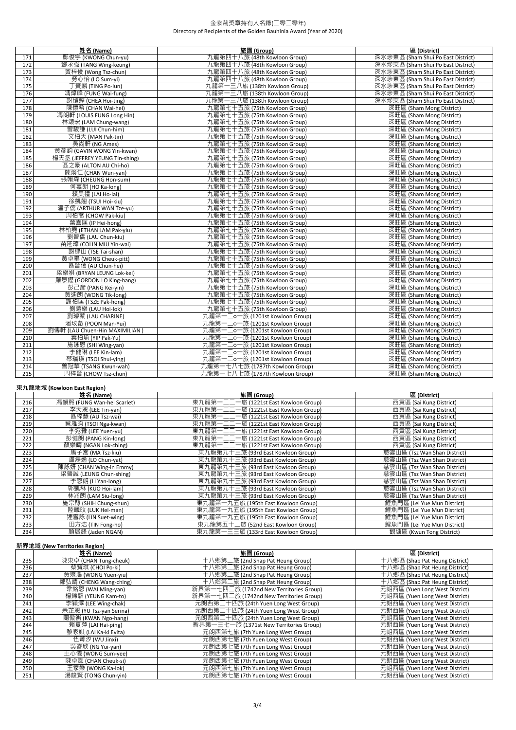# 金紫荊獎章持有人名錄(二零二零年)
Directory of Recipients of the Golden Bauhinia Award (Year of 2020)

| | 姓名 (Name) | 旅團 (Group) | 區 (District) |
|---|---|---|---|
| 171 | 鄺俊宇 (KWONG Chun-yu) | 九龍第四十八旅 (48th Kowloon Group) | 深水埗東區 (Sham Shui Po East District) |
| 172 | 鄧永強 (TANG Wing-keung) | 九龍第四十八旅 (48th Kowloon Group) | 深水埗東區 (Sham Shui Po East District) |
| 173 | 黃梓俊 (Wong Tsz-chun) | 九龍第四十八旅 (48th Kowloon Group) | 深水埗東區 (Sham Shui Po East District) |
| 174 | 勞心怡 (LO Sum-yi) | 九龍第四十八旅 (48th Kowloon Group) | 深水埗東區 (Sham Shui Po East District) |
| 175 | 丁寶麟 (TING Po-lun) | 九龍第一三八旅 (138th Kowloon Group) | 深水埗東區 (Sham Shui Po East District) |
| 176 | 馮煒峰 (FUNG Wai-fung) | 九龍第一三八旅 (138th Kowloon Group) | 深水埗東區 (Sham Shui Po East District) |
| 177 | 謝愷婷 (CHEA Hoi-ting) | 九龍第一三八旅 (138th Kowloon Group) | 深水埗東區 (Sham Shui Po East District) |
| 178 | 陳懷希 (CHAN Wai-hei) | 九龍第七十五旅 (75th Kowloon Group) | 深旺區 (Sham Mong District) |
| 179 | 馮朗軒 (LOUIS FUNG Long Hin) | 九龍第七十五旅 (75th Kowloon Group) | 深旺區 (Sham Mong District) |
| 180 | 林頌宏 (LAM Chung-wang) | 九龍第七十五旅 (75th Kowloon Group) | 深旺區 (Sham Mong District) |
| 181 | 雷駿謙 (LUI Chun-him) | 九龍第七十五旅 (75th Kowloon Group) | 深旺區 (Sham Mong District) |
| 182 | 文柏天 (MAN Pak-tin) | 九龍第七十五旅 (75th Kowloon Group) | 深旺區 (Sham Mong District) |
| 183 | 吳尚軒 (NG Ames) | 九龍第七十五旅 (75th Kowloon Group) | 深旺區 (Sham Mong District) |
| 184 | 黃彥鈞 (GAVIN WONG Yin-kwan) | 九龍第七十五旅 (75th Kowloon Group) | 深旺區 (Sham Mong District) |
| 185 | 楊天丞 (JEFFREY YEUNG Tin-shing) | 九龍第七十五旅 (75th Kowloon Group) | 深旺區 (Sham Mong District) |
| 186 | 區之豪 (ALTON AU Chi-ho) | 九龍第七十五旅 (75th Kowloon Group) | 深旺區 (Sham Mong District) |
| 187 | 陳煥仁 (CHAN Wun-yan) | 九龍第七十五旅 (75th Kowloon Group) | 深旺區 (Sham Mong District) |
| 188 | 張翰森 (CHEUNG Hon-sum) | 九龍第七十五旅 (75th Kowloon Group) | 深旺區 (Sham Mong District) |
| 189 | 何嘉朗 (HO Ka-long) | 九龍第七十五旅 (75th Kowloon Group) | 深旺區 (Sham Mong District) |
| 190 | 賴昊禮 (LAI Ho-lai) | 九龍第七十五旅 (75th Kowloon Group) | 深旺區 (Sham Mong District) |
| 191 | 徐凱翹 (TSUI Hoi-kiu) | 九龍第七十五旅 (75th Kowloon Group) | 深旺區 (Sham Mong District) |
| 192 | 溫子儒 (ARTHUR WAN Tze-yu) | 九龍第七十五旅 (75th Kowloon Group) | 深旺區 (Sham Mong District) |
| 193 | 周柏喬 (CHOW Pak-kiu) | 九龍第七十五旅 (75th Kowloon Group) | 深旺區 (Sham Mong District) |
| 194 | 葉熹匡 (IP Hei-hong) | 九龍第七十五旅 (75th Kowloon Group) | 深旺區 (Sham Mong District) |
| 195 | 林柏堯 (ETHAN LAM Pak-yiu) | 九龍第七十五旅 (75th Kowloon Group) | 深旺區 (Sham Mong District) |
| 196 | 劉晉僑 (LAU Chun-kiu) | 九龍第七十五旅 (75th Kowloon Group) | 深旺區 (Sham Mong District) |
| 197 | 苗延瑋 (COLIN MIU Yin-wai) | 九龍第七十五旅 (75th Kowloon Group) | 深旺區 (Sham Mong District) |
| 198 | 謝棣山 (TSE Tai-shan) | 九龍第七十五旅 (75th Kowloon Group) | 深旺區 (Sham Mong District) |
| 199 | 黃卓華 (WONG Cheuk-pitt) | 九龍第七十五旅 (75th Kowloon Group) | 深旺區 (Sham Mong District) |
| 200 | 區晉僖 (AU Chun-hei) | 九龍第七十五旅 (75th Kowloon Group) | 深旺區 (Sham Mong District) |
| 201 | 梁樂祺 (BRYAN LEUNG Lok-kei) | 九龍第七十五旅 (75th Kowloon Group) | 深旺區 (Sham Mong District) |
| 202 | 羅景鏗 (GORDON LO King-hang) | 九龍第七十五旅 (75th Kowloon Group) | 深旺區 (Sham Mong District) |
| 203 | 彭己彥 (PANG Kei-yin) | 九龍第七十五旅 (75th Kowloon Group) | 深旺區 (Sham Mong District) |
| 204 | 黃迪朗 (WONG Tik-long) | 九龍第七十五旅 (75th Kowloon Group) | 深旺區 (Sham Mong District) |
| 205 | 謝柏匡 (TSZE Pak-hong) | 九龍第七十五旅 (75th Kowloon Group) | 深旺區 (Sham Mong District) |
| 206 | 劉鎧樂 (LAU Hoi-lok) | 九龍第七十五旅 (75th Kowloon Group) | 深旺區 (Sham Mong District) |
| 207 | 劉璿蓁 (LAU CHARINE) | 九龍第一二o一旅 (1201st Kowloon Group) | 深旺區 (Sham Mong District) |
| 208 | 潘玟叡 (POON Man-Yui) | 九龍第一二o一旅 (1201st Kowloon Group) | 深旺區 (Sham Mong District) |
| 209 | 劉傳軒 (LAU Chuen-Hin MAXIMILIAN ) | 九龍第一二o一旅 (1201st Kowloon Group) | 深旺區 (Sham Mong District) |
| 210 | 葉柏瑜 (YIP Pak-Yu) | 九龍第一二o一旅 (1201st Kowloon Group) | 深旺區 (Sham Mong District) |
| 211 | 施詠恩 (SHI Wing-yan) | 九龍第一二o一旅 (1201st Kowloon Group) | 深旺區 (Sham Mong District) |
| 212 | 李健琳 (LEE Kin-lam) | 九龍第一二o一旅 (1201st Kowloon Group) | 深旺區 (Sham Mong District) |
| 213 | 蔡瑞瑛 (TSOI Shui-ying) | 九龍第一二o一旅 (1201st Kowloon Group) | 深旺區 (Sham Mong District) |
| 214 | 曾冠華 (TSANG Kwun-wah) | 九龍第一七八七旅 (1787th Kowloon Group) | 深旺區 (Sham Mong District) |
| 215 | 周梓晉 (CHOW Tsz-chun) | 九龍第一七八七旅 (1787th Kowloon Group) | 深旺區 (Sham Mong District) |

## 東九龍地域 (Kowloon East Region)

| | 姓名 (Name) | 旅團 (Group) | 區 (District) |
|---|---|---|---|
| 216 | 馮韻熙 (FUNG Wan-hei Scarlet) | 東九龍第一二二一旅 (1221st East Kowloon Group) | 西貢區 (Sai Kung District) |
| 217 | 李天恩 (LEE Tin-yan) | 東九龍第一二二一旅 (1221st East Kowloon Group) | 西貢區 (Sai Kung District) |
| 218 | 區梓慧 (AU Tsz-wai) | 東九龍第一二二一旅 (1221st East Kowloon Group) | 西貢區 (Sai Kung District) |
| 219 | 蔡雅昀 (TSOI Nga-kwan) | 東九龍第一二二一旅 (1221st East Kowloon Group) | 西貢區 (Sai Kung District) |
| 220 | 李宛豫 (LEE Yuen-yu) | 東九龍第一二二一旅 (1221st East Kowloon Group) | 西貢區 (Sai Kung District) |
| 221 | 彭健朗 (PANG Kin-long) | 東九龍第一二二一旅 (1221st East Kowloon Group) | 西貢區 (Sai Kung District) |
| 222 | 顏樂晴 (NGAN Lok-ching) | 東九龍第一二二一旅 (1221st East Kowloon Group) | 西貢區 (Sai Kung District) |
| 223 | 馬子喬 (MA Tsz-kiu) | 東九龍第九十三旅 (93rd East Kowloon Group) | 慈雲山區 (Tsz Wan Shan District) |
| 224 | 盧雋逸 (LO Chun-yat) | 東九龍第九十三旅 (93rd East Kowloon Group) | 慈雲山區 (Tsz Wan Shan District) |
| 225 | 陳詠妍 (CHAN Wing-in Emmy) | 東九龍第九十三旅 (93rd East Kowloon Group) | 慈雲山區 (Tsz Wan Shan District) |
| 226 | 梁晉誠 (LEUNG Chun-shing) | 東九龍第九十三旅 (93rd East Kowloon Group) | 慈雲山區 (Tsz Wan Shan District) |
| 227 | 李恩朗 (LI Yan-long) | 東九龍第九十三旅 (93rd East Kowloon Group) | 慈雲山區 (Tsz Wan Shan District) |
| 228 | 郭凱琳 (KUO Hoi-lam) | 東九龍第九十三旅 (93rd East Kowloon Group) | 慈雲山區 (Tsz Wan Shan District) |
| 229 | 林兆朗 (LAM Siu-long) | 東九龍第九十三旅 (93rd East Kowloon Group) | 慈雲山區 (Tsz Wan Shan District) |
| 230 | 施宗醇 (SHIH Chung-shun) | 東九龍第一九五旅 (195th East Kowloon Group) | 鯉魚門區 (Lei Yue Mun District) |
| 231 | 陸曦旼 (LUK Hei-man) | 東九龍第一九五旅 (195th East Kowloon Group) | 鯉魚門區 (Lei Yue Mun District) |
| 232 | 連雪詠 (LIN Suet-wing) | 東九龍第一九五旅 (195th East Kowloon Group) | 鯉魚門區 (Lei Yue Mun District) |
| 233 | 田方浩 (TIN Fong-ho) | 東九龍第五十二旅 (52nd East Kowloon Group) | 鯉魚門區 (Lei Yue Mun District) |
| 234 | 顏展鋒 (Jaden NGAN) | 東九龍第一三三旅 (133rd East Kowloon Group) | 觀塘區 (Kwun Tong District) |

## 新界地域 (New Territories Region)

| | 姓名 (Name) | 旅團 (Group) | 區 (District) |
|---|---|---|---|
| 235 | 陳東卓 (CHAN Tung-cheuk) | 十八鄉第二旅 (2nd Shap Pat Heung Group) | 十八鄉區 (Shap Pat Heung District) |
| 236 | 蔡寶琪 (CHOI Po-ki) | 十八鄉第二旅 (2nd Shap Pat Heung Group) | 十八鄉區 (Shap Pat Heung District) |
| 237 | 黃婉瑤 (WONG Yuen-yiu) | 十八鄉第二旅 (2nd Shap Pat Heung Group) | 十八鄉區 (Shap Pat Heung District) |
| 238 | 鄭弘靖 (CHENG Wang-ching) | 十八鄉第二旅 (2nd Shap Pat Heung Group) | 十八鄉區 (Shap Pat Heung District) |
| 239 | 韋銘恩 (WAI Ming-yan) | 新界第一七四二旅 (1742nd New Territories Group) | 元朗西區 (Yuen Long West District) |
| 240 | 楊錦韜 (YEUNG Kam-to) | 新界第一七四二旅 (1742nd New Territories Group) | 元朗西區 (Yuen Long West District) |
| 241 | 李穎澤 (LEE Wing-chak) | 元朗西第二十四旅 (24th Yuen Long West Group) | 元朗西區 (Yuen Long West District) |
| 242 | 余芷恩 (YU Tsz-yan Serina) | 元朗西第二十四旅 (24th Yuen Long West Group) | 元朗西區 (Yuen Long West District) |
| 243 | 關傲衡 (KWAN Ngo-hang) | 元朗西第二十四旅 (24th Yuen Long West Group) | 元朗西區 (Yuen Long West District) |
| 244 | 賴夏萍 (LAI Hai-ping) | 新界第一三七一旅 (1371st New Territories Group) | 元朗西區 (Yuen Long West District) |
| 245 | 黎家琪 (LAI Ka-ki Evita) | 元朗西第七旅 (7th Yuen Long West Group) | 元朗西區 (Yuen Long West District) |
| 246 | 伍菁汐 (WU Jinxi) | 元朗西第七旅 (7th Yuen Long West Group) | 元朗西區 (Yuen Long West District) |
| 247 | 吳睿欣 (NG Yui-yan) | 元朗西第七旅 (7th Yuen Long West Group) | 元朗西區 (Yuen Long West District) |
| 248 | 王心儀 (WONG Sum-yee) | 元朗西第七旅 (7th Yuen Long West Group) | 元朗西區 (Yuen Long West District) |
| 249 | 陳卓鍶 (CHAN Cheuk-si) | 元朗西第七旅 (7th Yuen Long West Group) | 元朗西區 (Yuen Long West District) |
| 250 | 王家樂 (WONG Ka-lok) | 元朗西第七旅 (7th Yuen Long West Group) | 元朗西區 (Yuen Long West District) |
| 251 | 湯竣賢 (TONG Chun-yin) | 元朗西第七旅 (7th Yuen Long West Group) | 元朗西區 (Yuen Long West District) |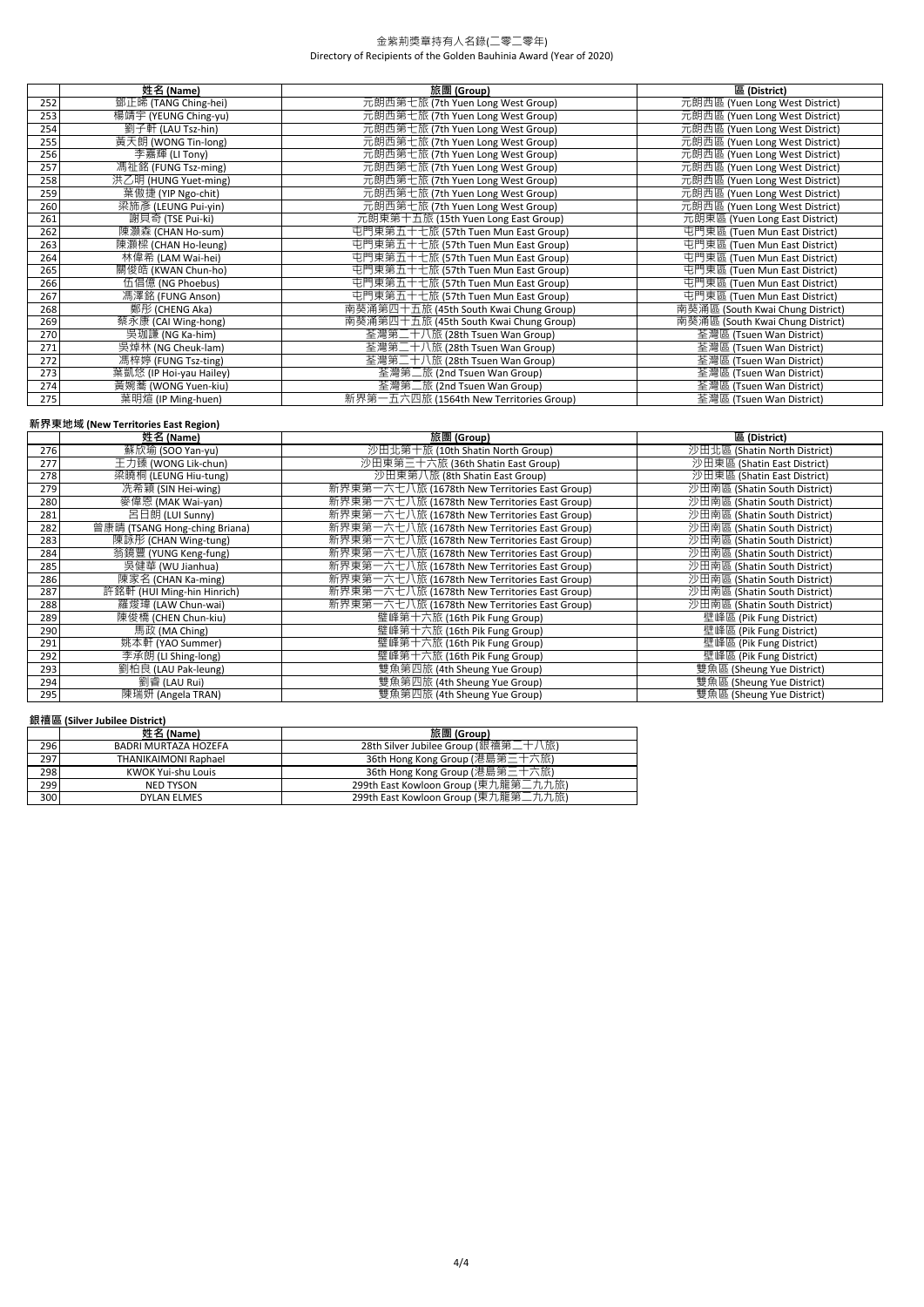# 金紫荊獎章持有人名錄(二零二零年)
Directory of Recipients of the Golden Bauhinia Award (Year of 2020)

| | 姓名 (Name) | 旅團 (Group) | 區 (District) |
|---|---|---|---|
| 252 | 鄧正晞 (TANG Ching-hei) | 元朗西第七旅 (7th Yuen Long West Group) | 元朗西區 (Yuen Long West District) |
| 253 | 楊靖宇 (YEUNG Ching-yu) | 元朗西第七旅 (7th Yuen Long West Group) | 元朗西區 (Yuen Long West District) |
| 254 | 劉子軒 (LAU Tsz-hin) | 元朗西第七旅 (7th Yuen Long West Group) | 元朗西區 (Yuen Long West District) |
| 255 | 黃天朗 (WONG Tin-long) | 元朗西第七旅 (7th Yuen Long West Group) | 元朗西區 (Yuen Long West District) |
| 256 | 李嘉輝 (LI Tony) | 元朗西第七旅 (7th Yuen Long West Group) | 元朗西區 (Yuen Long West District) |
| 257 | 馮祉銘 (FUNG Tsz-ming) | 元朗西第七旅 (7th Yuen Long West Group) | 元朗西區 (Yuen Long West District) |
| 258 | 洪乙明 (HUNG Yuet-ming) | 元朗西第七旅 (7th Yuen Long West Group) | 元朗西區 (Yuen Long West District) |
| 259 | 葉傲捷 (YIP Ngo-chit) | 元朗西第七旅 (7th Yuen Long West Group) | 元朗西區 (Yuen Long West District) |
| 260 | 梁旆彥 (LEUNG Pui-yin) | 元朗西第七旅 (7th Yuen Long West Group) | 元朗西區 (Yuen Long West District) |
| 261 | 謝貝奇 (TSE Pui-ki) | 元朗東第十五旅 (15th Yuen Long East Group) | 元朗東區 (Yuen Long East District) |
| 262 | 陳灝森 (CHAN Ho-sum) | 屯門東第五十七旅 (57th Tuen Mun East Group) | 屯門東區 (Tuen Mun East District) |
| 263 | 陳灝樑 (CHAN Ho-leung) | 屯門東第五十七旅 (57th Tuen Mun East Group) | 屯門東區 (Tuen Mun East District) |
| 264 | 林偉希 (LAM Wai-hei) | 屯門東第五十七旅 (57th Tuen Mun East Group) | 屯門東區 (Tuen Mun East District) |
| 265 | 關俊皓 (KWAN Chun-ho) | 屯門東第五十七旅 (57th Tuen Mun East Group) | 屯門東區 (Tuen Mun East District) |
| 266 | 伍倡億 (NG Phoebus) | 屯門東第五十七旅 (57th Tuen Mun East Group) | 屯門東區 (Tuen Mun East District) |
| 267 | 馮澤銘 (FUNG Anson) | 屯門東第五十七旅 (57th Tuen Mun East Group) | 屯門東區 (Tuen Mun East District) |
| 268 | 鄭彤 (CHENG Aka) | 南葵涌第四十五旅 (45th South Kwai Chung Group) | 南葵涌區 (South Kwai Chung District) |
| 269 | 蔡永康 (CAI Wing-hong) | 南葵涌第四十五旅 (45th South Kwai Chung Group) | 南葵涌區 (South Kwai Chung District) |
| 270 | 吳珈謙 (NG Ka-him) | 荃灣第二十八旅 (28th Tsuen Wan Group) | 荃灣區 (Tsuen Wan District) |
| 271 | 吳焯林 (NG Cheuk-lam) | 荃灣第二十八旅 (28th Tsuen Wan Group) | 荃灣區 (Tsuen Wan District) |
| 272 | 馮梓婷 (FUNG Tsz-ting) | 荃灣第二十八旅 (28th Tsuen Wan Group) | 荃灣區 (Tsuen Wan District) |
| 273 | 葉凱悠 (IP Hoi-yau Hailey) | 荃灣第二旅 (2nd Tsuen Wan Group) | 荃灣區 (Tsuen Wan District) |
| 274 | 黃婉蕎 (WONG Yuen-kiu) | 荃灣第二旅 (2nd Tsuen Wan Group) | 荃灣區 (Tsuen Wan District) |
| 275 | 葉明瑄 (IP Ming-huen) | 新界第一五六四旅 (1564th New Territories Group) | 荃灣區 (Tsuen Wan District) |

**新界東地域 (New Territories East Region)**

| | 姓名 (Name) | 旅團 (Group) | 區 (District) |
|---|---|---|---|
| 276 | 蘇欣瑜 (SOO Yan-yu) | 沙田北第十旅 (10th Shatin North Group) | 沙田北區 (Shatin North District) |
| 277 | 王力臻 (WONG Lik-chun) | 沙田東第三十六旅 (36th Shatin East Group) | 沙田東區 (Shatin East District) |
| 278 | 梁曉桐 (LEUNG Hiu-tung) | 沙田東第八旅 (8th Shatin East Group) | 沙田東區 (Shatin East District) |
| 279 | 冼希穎 (SIN Hei-wing) | 新界東第一六七八旅 (1678th New Territories East Group) | 沙田南區 (Shatin South District) |
| 280 | 麥偉恩 (MAK Wai-yan) | 新界東第一六七八旅 (1678th New Territories East Group) | 沙田南區 (Shatin South District) |
| 281 | 呂日朗 (LUI Sunny) | 新界東第一六七八旅 (1678th New Territories East Group) | 沙田南區 (Shatin South District) |
| 282 | 曾康晴 (TSANG Hong-ching Briana) | 新界東第一六七八旅 (1678th New Territories East Group) | 沙田南區 (Shatin South District) |
| 283 | 陳詠彤 (CHAN Wing-tung) | 新界東第一六七八旅 (1678th New Territories East Group) | 沙田南區 (Shatin South District) |
| 284 | 翁鏡豐 (YUNG Keng-fung) | 新界東第一六七八旅 (1678th New Territories East Group) | 沙田南區 (Shatin South District) |
| 285 | 吳健華 (WU Jianhua) | 新界東第一六七八旅 (1678th New Territories East Group) | 沙田南區 (Shatin South District) |
| 286 | 陳家名 (CHAN Ka-ming) | 新界東第一六七八旅 (1678th New Territories East Group) | 沙田南區 (Shatin South District) |
| 287 | 許銘軒 (HUI Ming-hin Hinrich) | 新界東第一六七八旅 (1678th New Territories East Group) | 沙田南區 (Shatin South District) |
| 288 | 羅俊瑋 (LAW Chun-wai) | 新界東第一六七八旅 (1678th New Territories East Group) | 沙田南區 (Shatin South District) |
| 289 | 陳俊橋 (CHEN Chun-kiu) | 璧峰第十六旅 (16th Pik Fung Group) | 璧峰區 (Pik Fung District) |
| 290 | 馬政 (MA Ching) | 璧峰第十六旅 (16th Pik Fung Group) | 璧峰區 (Pik Fung District) |
| 291 | 姚本軒 (YAO Summer) | 璧峰第十六旅 (16th Pik Fung Group) | 璧峰區 (Pik Fung District) |
| 292 | 李承朗 (LI Shing-long) | 璧峰第十六旅 (16th Pik Fung Group) | 璧峰區 (Pik Fung District) |
| 293 | 劉柏良 (LAU Pak-leung) | 雙魚第四旅 (4th Sheung Yue Group) | 雙魚區 (Sheung Yue District) |
| 294 | 劉睿 (LAU Rui) | 雙魚第四旅 (4th Sheung Yue Group) | 雙魚區 (Sheung Yue District) |
| 295 | 陳瑞妍 (Angela TRAN) | 雙魚第四旅 (4th Sheung Yue Group) | 雙魚區 (Sheung Yue District) |

**銀禧區 (Silver Jubilee District)**

| | 姓名 (Name) | 旅團 (Group) |
|---|---|---|
| 296 | BADRI MURTAZA HOZEFA | 28th Silver Jubilee Group (銀禧第二十八旅) |
| 297 | THANIKAIMONI Raphael | 36th Hong Kong Group (港島第三十六旅) |
| 298 | KWOK Yui-shu Louis | 36th Hong Kong Group (港島第三十六旅) |
| 299 | NED TYSON | 299th East Kowloon Group (東九龍第二九九旅) |
| 300 | DYLAN ELMES | 299th East Kowloon Group (東九龍第二九九旅) |